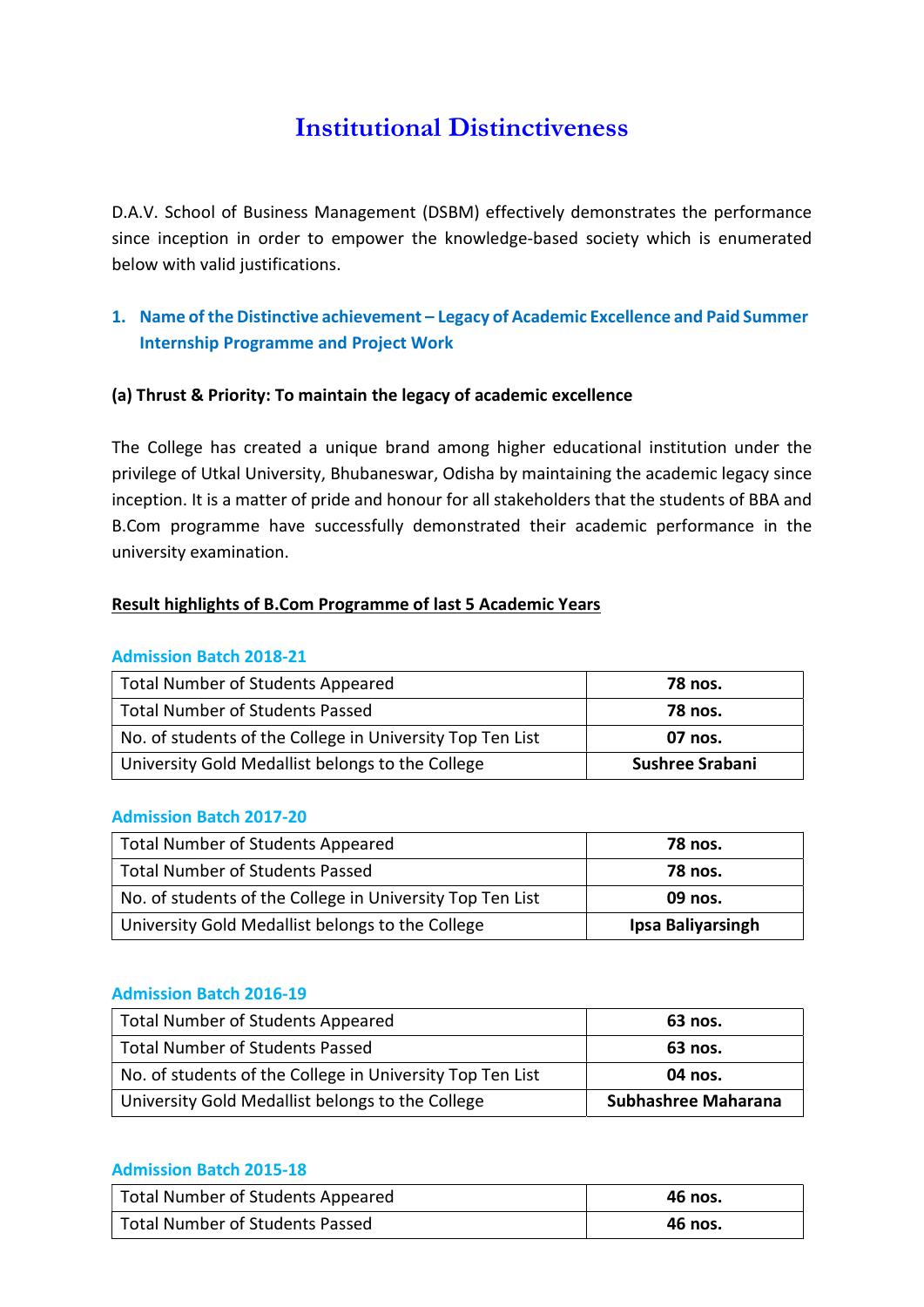# Institutional Distinctiveness

D.A.V. School of Business Management (DSBM) effectively demonstrates the performance since inception in order to empower the knowledge-based society which is enumerated below with valid justifications.

## 1. Name of the Distinctive achievement – Legacy of Academic Excellence and Paid Summer Internship Programme and Project Work

**(a) Thrust & Priority: To maintain the legacy of academic excellence**

The College has created a unique brand among higher educational institution under the privilege of Utkal University, Bhubaneswar, Odisha by maintaining the academic legacy since inception. It is a matter of pride and honour for all stakeholders that the students of BBA and B.Com programme have successfully demonstrated their academic performance in the university examination.

**Result highlights of B.Com Programme of last 5 Academic Years**

### Admission Batch 2018-21

| | |
|---|---|
| Total Number of Students Appeared | **78 nos.** |
| Total Number of Students Passed | **78 nos.** |
| No. of students of the College in University Top Ten List | **07 nos.** |
| University Gold Medallist belongs to the College | **Sushree Srabani** |

### Admission Batch 2017-20

| | |
|---|---|
| Total Number of Students Appeared | **78 nos.** |
| Total Number of Students Passed | **78 nos.** |
| No. of students of the College in University Top Ten List | **09 nos.** |
| University Gold Medallist belongs to the College | **Ipsa Baliyarsingh** |

### Admission Batch 2016-19

| | |
|---|---|
| Total Number of Students Appeared | **63 nos.** |
| Total Number of Students Passed | **63 nos.** |
| No. of students of the College in University Top Ten List | **04 nos.** |
| University Gold Medallist belongs to the College | **Subhashree Maharana** |

### Admission Batch 2015-18

| | |
|---|---|
| Total Number of Students Appeared | **46 nos.** |
| Total Number of Students Passed | **46 nos.** |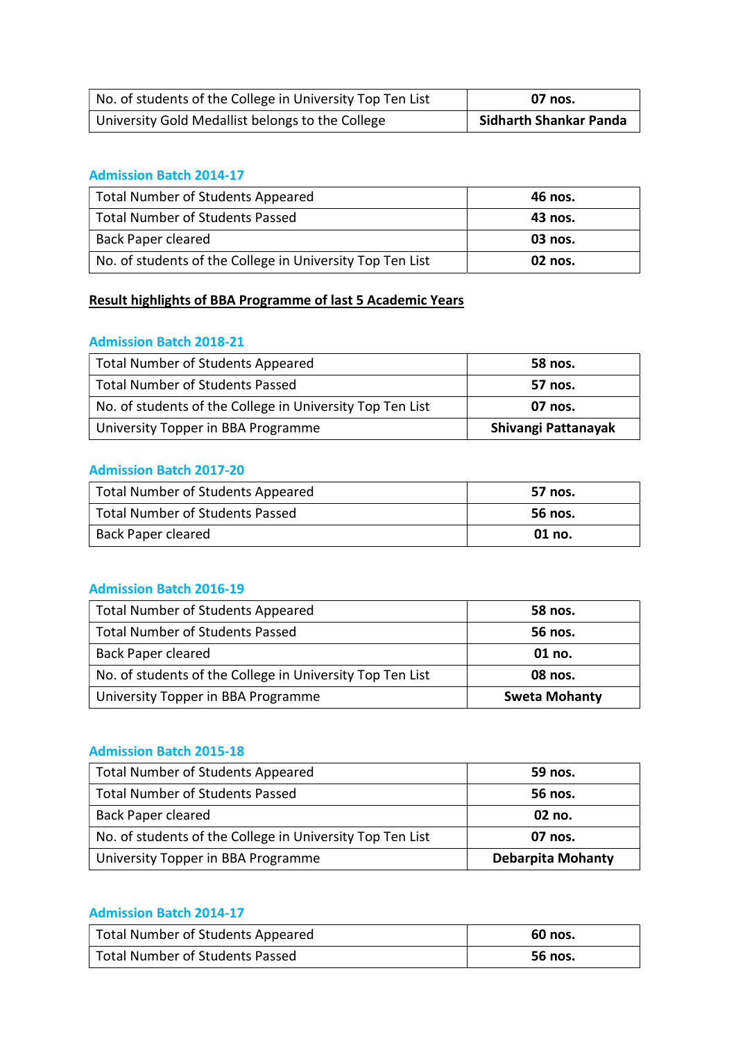| | |
|---|---|
| No. of students of the College in University Top Ten List | **07 nos.** |
| University Gold Medallist belongs to the College | **Sidharth Shankar Panda** |

### Admission Batch 2014-17

| | |
|---|---|
| Total Number of Students Appeared | **46 nos.** |
| Total Number of Students Passed | **43 nos.** |
| Back Paper cleared | **03 nos.** |
| No. of students of the College in University Top Ten List | **02 nos.** |

## Result highlights of BBA Programme of last 5 Academic Years

### Admission Batch 2018-21

| | |
|---|---|
| Total Number of Students Appeared | **58 nos.** |
| Total Number of Students Passed | **57 nos.** |
| No. of students of the College in University Top Ten List | **07 nos.** |
| University Topper in BBA Programme | **Shivangi Pattanayak** |

### Admission Batch 2017-20

| | |
|---|---|
| Total Number of Students Appeared | **57 nos.** |
| Total Number of Students Passed | **56 nos.** |
| Back Paper cleared | **01 no.** |

### Admission Batch 2016-19

| | |
|---|---|
| Total Number of Students Appeared | **58 nos.** |
| Total Number of Students Passed | **56 nos.** |
| Back Paper cleared | **01 no.** |
| No. of students of the College in University Top Ten List | **08 nos.** |
| University Topper in BBA Programme | **Sweta Mohanty** |

### Admission Batch 2015-18

| | |
|---|---|
| Total Number of Students Appeared | **59 nos.** |
| Total Number of Students Passed | **56 nos.** |
| Back Paper cleared | **02 no.** |
| No. of students of the College in University Top Ten List | **07 nos.** |
| University Topper in BBA Programme | **Debarpita Mohanty** |

### Admission Batch 2014-17

| | |
|---|---|
| Total Number of Students Appeared | **60 nos.** |
| Total Number of Students Passed | **56 nos.** |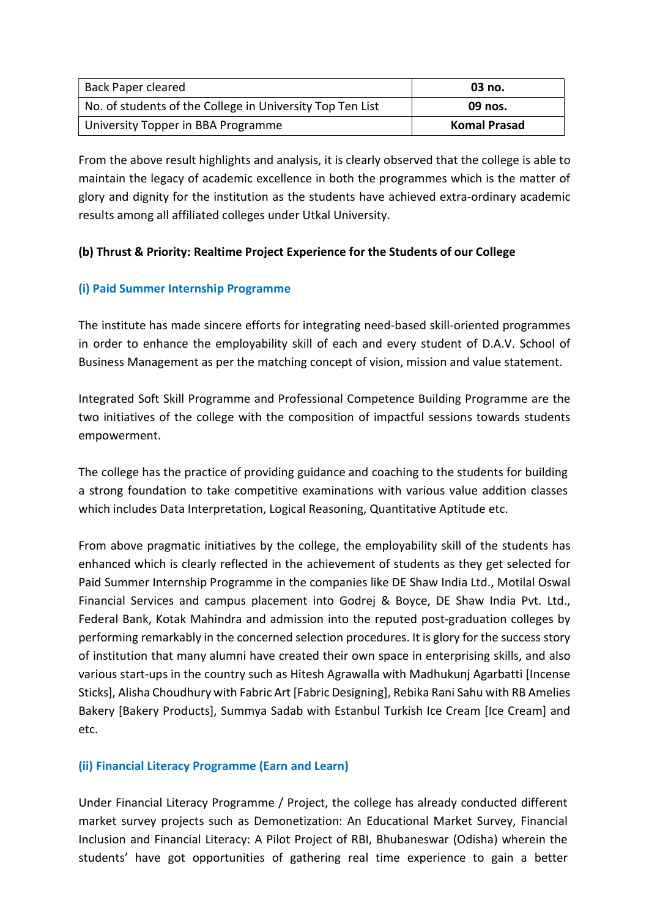| Back Paper cleared | **03 no.** |
|---|---|
| No. of students of the College in University Top Ten List | **09 nos.** |
| University Topper in BBA Programme | **Komal Prasad** |

From the above result highlights and analysis, it is clearly observed that the college is able to maintain the legacy of academic excellence in both the programmes which is the matter of glory and dignity for the institution as the students have achieved extra-ordinary academic results among all affiliated colleges under Utkal University.

**(b) Thrust & Priority: Realtime Project Experience for the Students of our College**

**(i) Paid Summer Internship Programme**

The institute has made sincere efforts for integrating need-based skill-oriented programmes in order to enhance the employability skill of each and every student of D.A.V. School of Business Management as per the matching concept of vision, mission and value statement.

Integrated Soft Skill Programme and Professional Competence Building Programme are the two initiatives of the college with the composition of impactful sessions towards students empowerment.

The college has the practice of providing guidance and coaching to the students for building a strong foundation to take competitive examinations with various value addition classes which includes Data Interpretation, Logical Reasoning, Quantitative Aptitude etc.

From above pragmatic initiatives by the college, the employability skill of the students has enhanced which is clearly reflected in the achievement of students as they get selected for Paid Summer Internship Programme in the companies like DE Shaw India Ltd., Motilal Oswal Financial Services and campus placement into Godrej & Boyce, DE Shaw India Pvt. Ltd., Federal Bank, Kotak Mahindra and admission into the reputed post-graduation colleges by performing remarkably in the concerned selection procedures. It is glory for the success story of institution that many alumni have created their own space in enterprising skills, and also various start-ups in the country such as Hitesh Agrawalla with Madhukunj Agarbatti [Incense Sticks], Alisha Choudhury with Fabric Art [Fabric Designing], Rebika Rani Sahu with RB Amelies Bakery [Bakery Products], Summya Sadab with Estanbul Turkish Ice Cream [Ice Cream] and etc.

**(ii) Financial Literacy Programme (Earn and Learn)**

Under Financial Literacy Programme / Project, the college has already conducted different market survey projects such as Demonetization: An Educational Market Survey, Financial Inclusion and Financial Literacy: A Pilot Project of RBI, Bhubaneswar (Odisha) wherein the students' have got opportunities of gathering real time experience to gain a better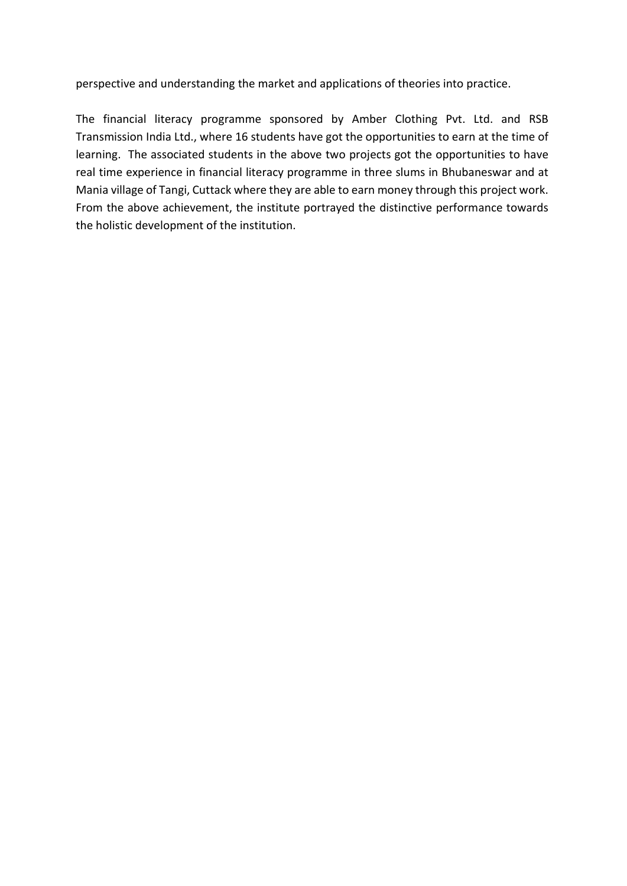perspective and understanding the market and applications of theories into practice.

The financial literacy programme sponsored by Amber Clothing Pvt. Ltd. and RSB Transmission India Ltd., where 16 students have got the opportunities to earn at the time of learning. The associated students in the above two projects got the opportunities to have real time experience in financial literacy programme in three slums in Bhubaneswar and at Mania village of Tangi, Cuttack where they are able to earn money through this project work. From the above achievement, the institute portrayed the distinctive performance towards the holistic development of the institution.